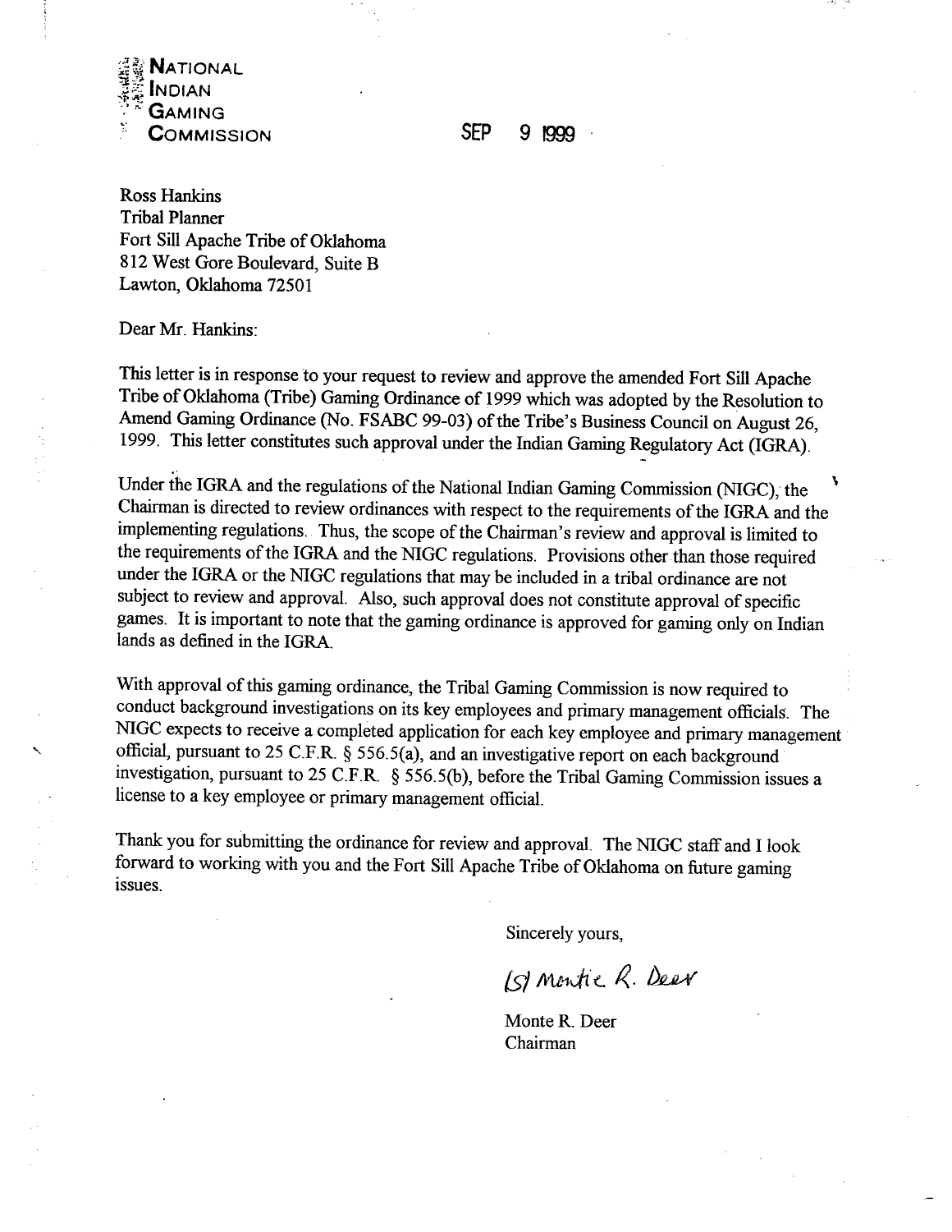**NATIONAL INDIAN GAMING COMMISSION**

SEP 9 1999

Ross Hankins
Tribal Planner
Fort Sill Apache Tribe of Oklahoma
812 West Gore Boulevard, Suite B
Lawton, Oklahoma 72501

Dear Mr. Hankins:

This letter is in response to your request to review and approve the amended Fort Sill Apache Tribe of Oklahoma (Tribe) Gaming Ordinance of 1999 which was adopted by the Resolution to Amend Gaming Ordinance (No. FSABC 99-03) of the Tribe's Business Council on August 26, 1999. This letter constitutes such approval under the Indian Gaming Regulatory Act (IGRA).

Under the IGRA and the regulations of the National Indian Gaming Commission (NIGC), the Chairman is directed to review ordinances with respect to the requirements of the IGRA and the implementing regulations. Thus, the scope of the Chairman's review and approval is limited to the requirements of the IGRA and the NIGC regulations. Provisions other than those required under the IGRA or the NIGC regulations that may be included in a tribal ordinance are not subject to review and approval. Also, such approval does not constitute approval of specific games. It is important to note that the gaming ordinance is approved for gaming only on Indian lands as defined in the IGRA.

With approval of this gaming ordinance, the Tribal Gaming Commission is now required to conduct background investigations on its key employees and primary management officials. The NIGC expects to receive a completed application for each key employee and primary management official, pursuant to 25 C.F.R. § 556.5(a), and an investigative report on each background investigation, pursuant to 25 C.F.R. § 556.5(b), before the Tribal Gaming Commission issues a license to a key employee or primary management official.

Thank you for submitting the ordinance for review and approval. The NIGC staff and I look forward to working with you and the Fort Sill Apache Tribe of Oklahoma on future gaming issues.

Sincerely yours,

/S/ Montie R. Deer

Monte R. Deer
Chairman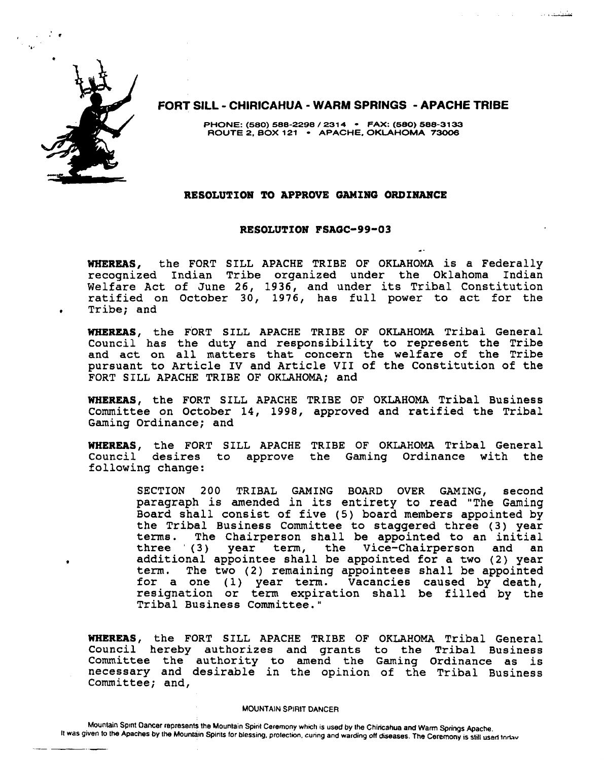# FORT SILL - CHIRICAHUA - WARM SPRINGS - APACHE TRIBE

PHONE: (580) 588-2298 / 2314 • FAX: (580) 588-3133
ROUTE 2, BOX 121 • APACHE, OKLAHOMA 73006

## RESOLUTION TO APPROVE GAMING ORDINANCE

## RESOLUTION FSAGC-99-03

**WHEREAS,** the FORT SILL APACHE TRIBE OF OKLAHOMA is a Federally recognized Indian Tribe organized under the Oklahoma Indian Welfare Act of June 26, 1936, and under its Tribal Constitution ratified on October 30, 1976, has full power to act for the Tribe; and

**WHEREAS**, the FORT SILL APACHE TRIBE OF OKLAHOMA Tribal General Council has the duty and responsibility to represent the Tribe and act on all matters that concern the welfare of the Tribe pursuant to Article IV and Article VII of the Constitution of the FORT SILL APACHE TRIBE OF OKLAHOMA; and

**WHEREAS**, the FORT SILL APACHE TRIBE OF OKLAHOMA Tribal Business Committee on October 14, 1998, approved and ratified the Tribal Gaming Ordinance; and

**WHEREAS**, the FORT SILL APACHE TRIBE OF OKLAHOMA Tribal General Council desires to approve the Gaming Ordinance with the following change:

> SECTION 200 TRIBAL GAMING BOARD OVER GAMING, second paragraph is amended in its entirety to read "The Gaming Board shall consist of five (5) board members appointed by the Tribal Business Committee to staggered three (3) year terms. The Chairperson shall be appointed to an initial three (3) year term, the Vice-Chairperson and an additional appointee shall be appointed for a two (2) year term. The two (2) remaining appointees shall be appointed for a one (1) year term. Vacancies caused by death, resignation or term expiration shall be filled by the Tribal Business Committee."

**WHEREAS**, the FORT SILL APACHE TRIBE OF OKLAHOMA Tribal General Council hereby authorizes and grants to the Tribal Business Committee the authority to amend the Gaming Ordinance as is necessary and desirable in the opinion of the Tribal Business Committee; and,

MOUNTAIN SPIRIT DANCER

Mountain Spirit Dancer represents the Mountain Spirit Ceremony which is used by the Chiricahua and Warm Springs Apache. It was given to the Apaches by the Mountain Spirits for blessing, protection, curing and warding off diseases. The Ceremony is still used today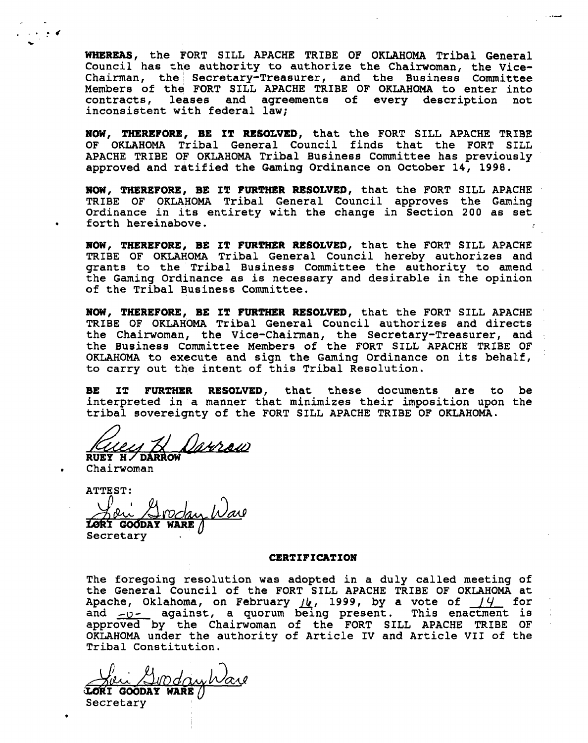**WHEREAS**, the FORT SILL APACHE TRIBE OF OKLAHOMA Tribal General Council has the authority to authorize the Chairwoman, the Vice-Chairman, the Secretary-Treasurer, and the Business Committee Members of the FORT SILL APACHE TRIBE OF OKLAHOMA to enter into contracts, leases and agreements of every description not inconsistent with federal law;

**NOW, THEREFORE, BE IT RESOLVED**, that the FORT SILL APACHE TRIBE OF OKLAHOMA Tribal General Council finds that the FORT SILL APACHE TRIBE OF OKLAHOMA Tribal Business Committee has previously approved and ratified the Gaming Ordinance on October 14, 1998.

**NOW, THEREFORE, BE IT FURTHER RESOLVED**, that the FORT SILL APACHE TRIBE OF OKLAHOMA Tribal General Council approves the Gaming Ordinance in its entirety with the change in Section 200 as set forth hereinabove.

**NOW, THEREFORE, BE IT FURTHER RESOLVED**, that the FORT SILL APACHE TRIBE OF OKLAHOMA Tribal General Council hereby authorizes and grants to the Tribal Business Committee the authority to amend the Gaming Ordinance as is necessary and desirable in the opinion of the Tribal Business Committee.

**NOW, THEREFORE, BE IT FURTHER RESOLVED**, that the FORT SILL APACHE TRIBE OF OKLAHOMA Tribal General Council authorizes and directs the Chairwoman, the Vice-Chairman, the Secretary-Treasurer, and the Business Committee Members of the FORT SILL APACHE TRIBE OF OKLAHOMA to execute and sign the Gaming Ordinance on its behalf, to carry out the intent of this Tribal Resolution.

**BE IT FURTHER RESOLVED**, that these documents are to be interpreted in a manner that minimizes their imposition upon the tribal sovereignty of the FORT SILL APACHE TRIBE OF OKLAHOMA.

*Ruey H. Darrow*
**RUEY H. DARROW**
Chairwoman

ATTEST:

*Lori Gooday Ware*
**LORI GOODAY WARE**
Secretary

**CERTIFICATION**

The foregoing resolution was adopted in a duly called meeting of the General Council of the FORT SILL APACHE TRIBE OF OKLAHOMA at Apache, Oklahoma, on February 16, 1999, by a vote of 14 for and -0- against, a quorum being present. This enactment is approved by the Chairwoman of the FORT SILL APACHE TRIBE OF OKLAHOMA under the authority of Article IV and Article VII of the Tribal Constitution.

*Lori Gooday Ware*
**LORI GOODAY WARE**
Secretary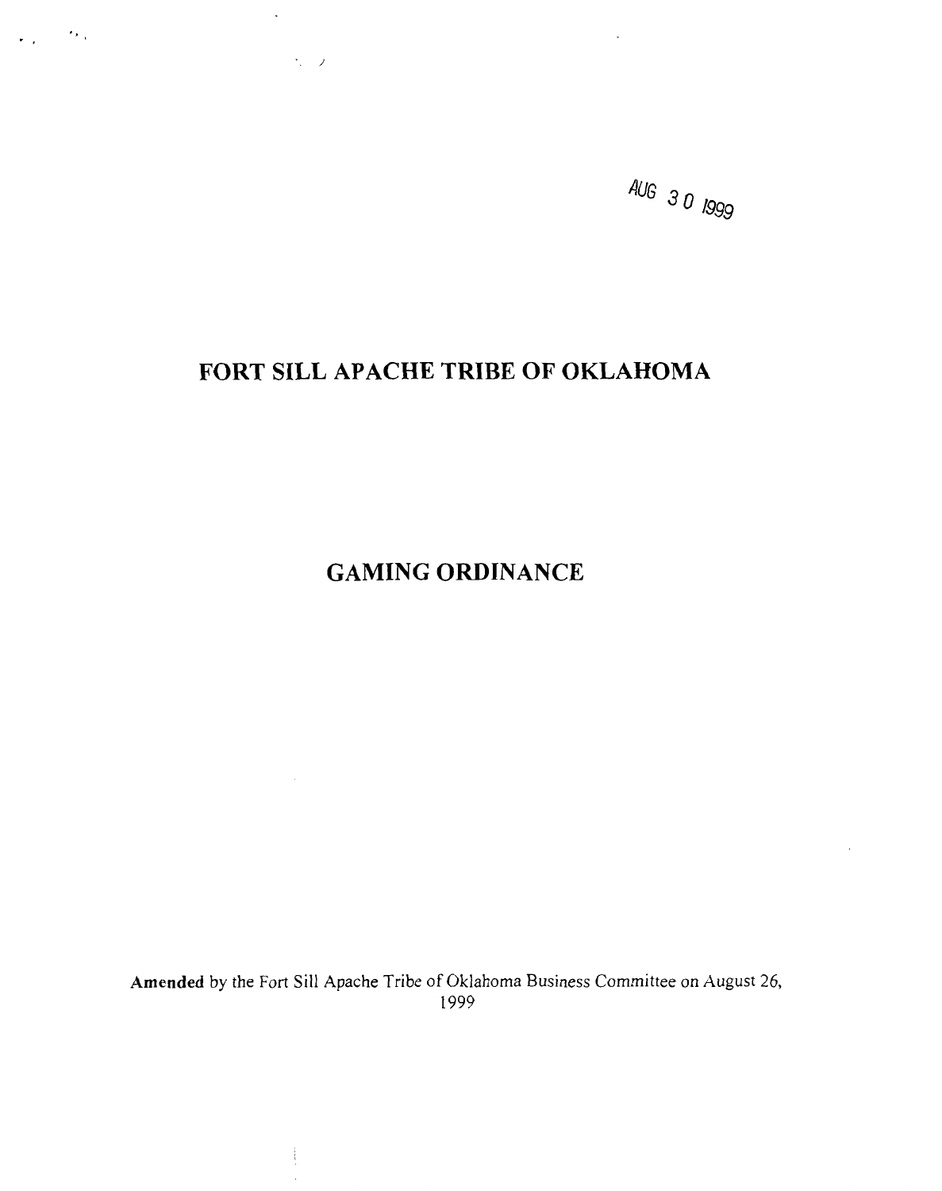AUG 30 1999

# FORT SILL APACHE TRIBE OF OKLAHOMA

# GAMING ORDINANCE

**Amended** by the Fort Sill Apache Tribe of Oklahoma Business Committee on August 26, 1999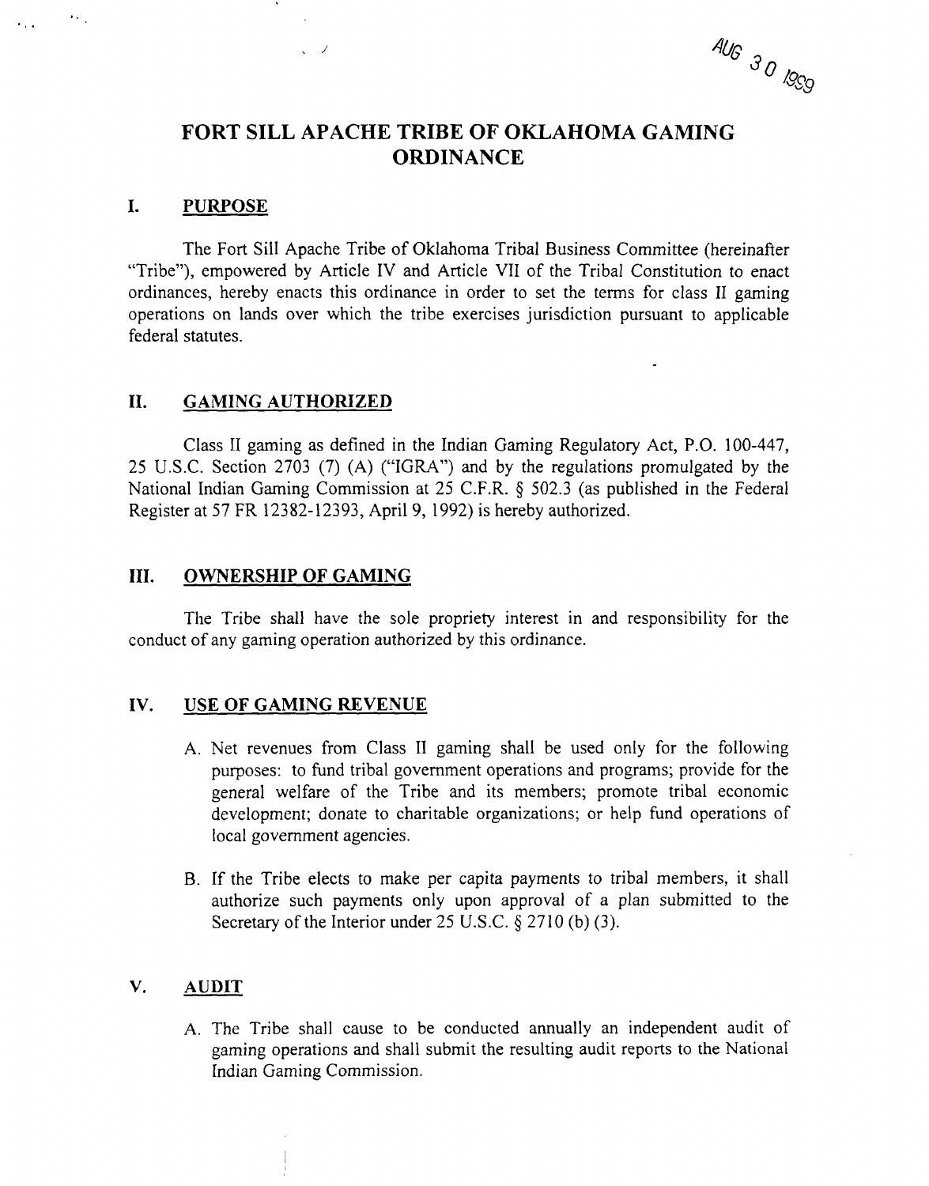AUG 30 1999

# FORT SILL APACHE TRIBE OF OKLAHOMA GAMING ORDINANCE

## I. PURPOSE

The Fort Sill Apache Tribe of Oklahoma Tribal Business Committee (hereinafter "Tribe"), empowered by Article IV and Article VII of the Tribal Constitution to enact ordinances, hereby enacts this ordinance in order to set the terms for class II gaming operations on lands over which the tribe exercises jurisdiction pursuant to applicable federal statutes.

## II. GAMING AUTHORIZED

Class II gaming as defined in the Indian Gaming Regulatory Act, P.O. 100-447, 25 U.S.C. Section 2703 (7) (A) ("IGRA") and by the regulations promulgated by the National Indian Gaming Commission at 25 C.F.R. § 502.3 (as published in the Federal Register at 57 FR 12382-12393, April 9, 1992) is hereby authorized.

## III. OWNERSHIP OF GAMING

The Tribe shall have the sole propriety interest in and responsibility for the conduct of any gaming operation authorized by this ordinance.

## IV. USE OF GAMING REVENUE

A. Net revenues from Class II gaming shall be used only for the following purposes: to fund tribal government operations and programs; provide for the general welfare of the Tribe and its members; promote tribal economic development; donate to charitable organizations; or help fund operations of local government agencies.

B. If the Tribe elects to make per capita payments to tribal members, it shall authorize such payments only upon approval of a plan submitted to the Secretary of the Interior under 25 U.S.C. § 2710 (b) (3).

## V. AUDIT

A. The Tribe shall cause to be conducted annually an independent audit of gaming operations and shall submit the resulting audit reports to the National Indian Gaming Commission.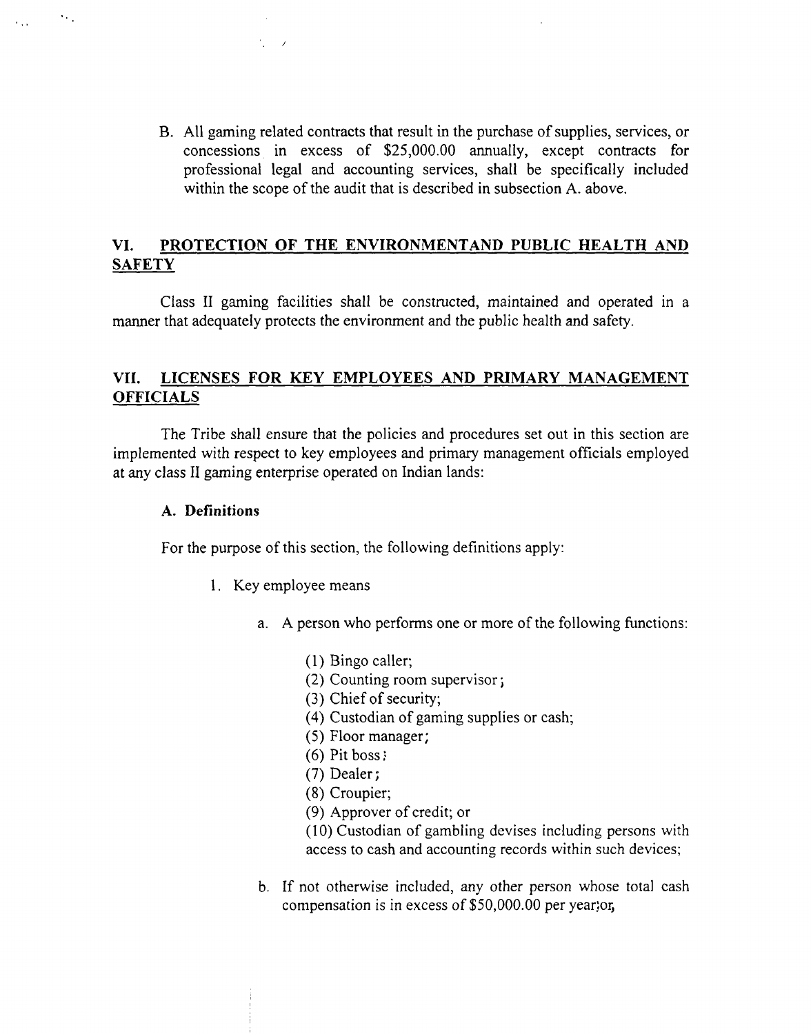B. All gaming related contracts that result in the purchase of supplies, services, or concessions in excess of $25,000.00 annually, except contracts for professional legal and accounting services, shall be specifically included within the scope of the audit that is described in subsection A. above.

## VI. PROTECTION OF THE ENVIRONMENTAND PUBLIC HEALTH AND SAFETY

Class II gaming facilities shall be constructed, maintained and operated in a manner that adequately protects the environment and the public health and safety.

## VII. LICENSES FOR KEY EMPLOYEES AND PRIMARY MANAGEMENT OFFICIALS

The Tribe shall ensure that the policies and procedures set out in this section are implemented with respect to key employees and primary management officials employed at any class II gaming enterprise operated on Indian lands:

### A. Definitions

For the purpose of this section, the following definitions apply:

1. Key employee means

    a. A person who performs one or more of the following functions:

        (1) Bingo caller;
        (2) Counting room supervisor;
        (3) Chief of security;
        (4) Custodian of gaming supplies or cash;
        (5) Floor manager;
        (6) Pit boss;
        (7) Dealer;
        (8) Croupier;
        (9) Approver of credit; or
        (10) Custodian of gambling devises including persons with access to cash and accounting records within such devices;

    b. If not otherwise included, any other person whose total cash compensation is in excess of $50,000.00 per year;or,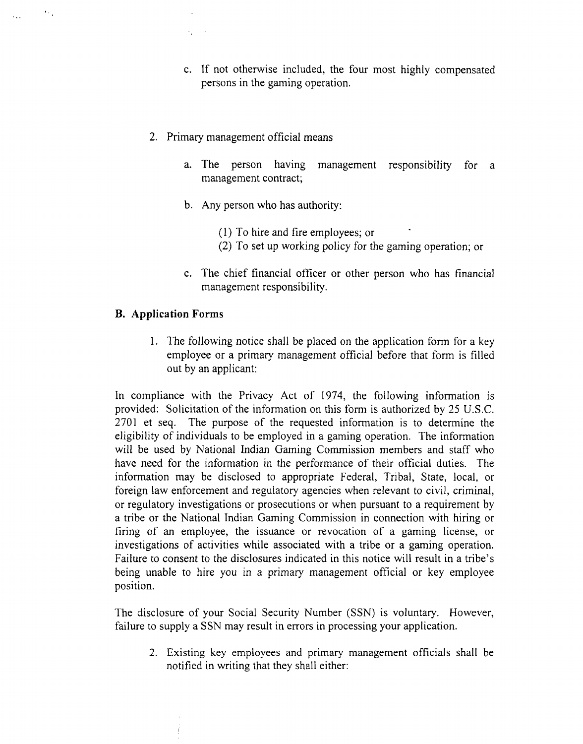c. If not otherwise included, the four most highly compensated persons in the gaming operation.

2. Primary management official means

    a. The person having management responsibility for a management contract;

    b. Any person who has authority:

        (1) To hire and fire employees; or
        (2) To set up working policy for the gaming operation; or

    c. The chief financial officer or other person who has financial management responsibility.

**B. Application Forms**

1. The following notice shall be placed on the application form for a key employee or a primary management official before that form is filled out by an applicant:

In compliance with the Privacy Act of 1974, the following information is provided: Solicitation of the information on this form is authorized by 25 U.S.C. 2701 et seq. The purpose of the requested information is to determine the eligibility of individuals to be employed in a gaming operation. The information will be used by National Indian Gaming Commission members and staff who have need for the information in the performance of their official duties. The information may be disclosed to appropriate Federal, Tribal, State, local, or foreign law enforcement and regulatory agencies when relevant to civil, criminal, or regulatory investigations or prosecutions or when pursuant to a requirement by a tribe or the National Indian Gaming Commission in connection with hiring or firing of an employee, the issuance or revocation of a gaming license, or investigations of activities while associated with a tribe or a gaming operation. Failure to consent to the disclosures indicated in this notice will result in a tribe's being unable to hire you in a primary management official or key employee position.

The disclosure of your Social Security Number (SSN) is voluntary. However, failure to supply a SSN may result in errors in processing your application.

2. Existing key employees and primary management officials shall be notified in writing that they shall either: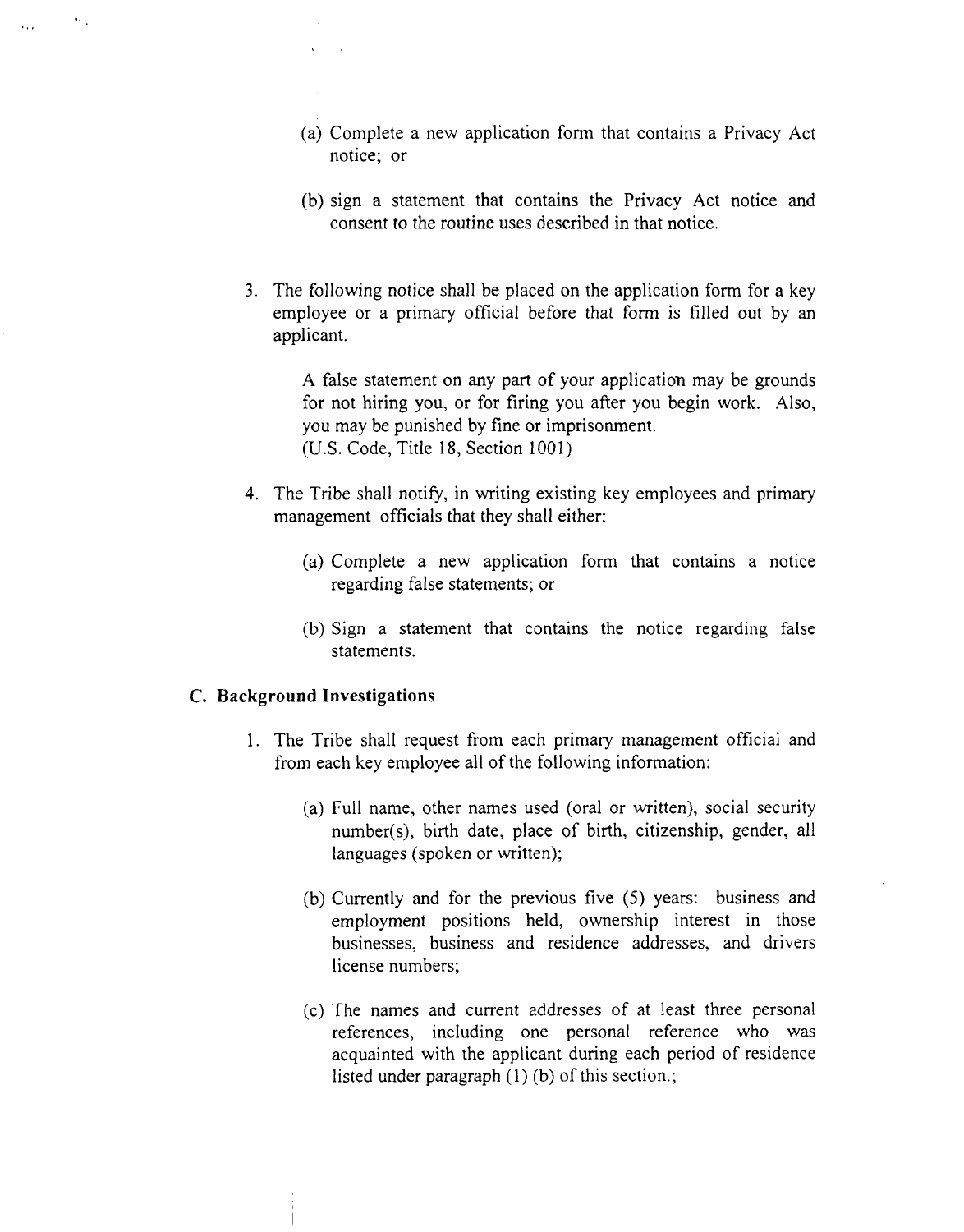(a) Complete a new application form that contains a Privacy Act notice; or

(b) sign a statement that contains the Privacy Act notice and consent to the routine uses described in that notice.

3. The following notice shall be placed on the application form for a key employee or a primary official before that form is filled out by an applicant.

   A false statement on any part of your application may be grounds for not hiring you, or for firing you after you begin work. Also, you may be punished by fine or imprisonment.
   (U.S. Code, Title 18, Section 1001)

4. The Tribe shall notify, in writing existing key employees and primary management officials that they shall either:

   (a) Complete a new application form that contains a notice regarding false statements; or

   (b) Sign a statement that contains the notice regarding false statements.

### C. Background Investigations

1. The Tribe shall request from each primary management official and from each key employee all of the following information:

   (a) Full name, other names used (oral or written), social security number(s), birth date, place of birth, citizenship, gender, all languages (spoken or written);

   (b) Currently and for the previous five (5) years: business and employment positions held, ownership interest in those businesses, business and residence addresses, and drivers license numbers;

   (c) The names and current addresses of at least three personal references, including one personal reference who was acquainted with the applicant during each period of residence listed under paragraph (1) (b) of this section.;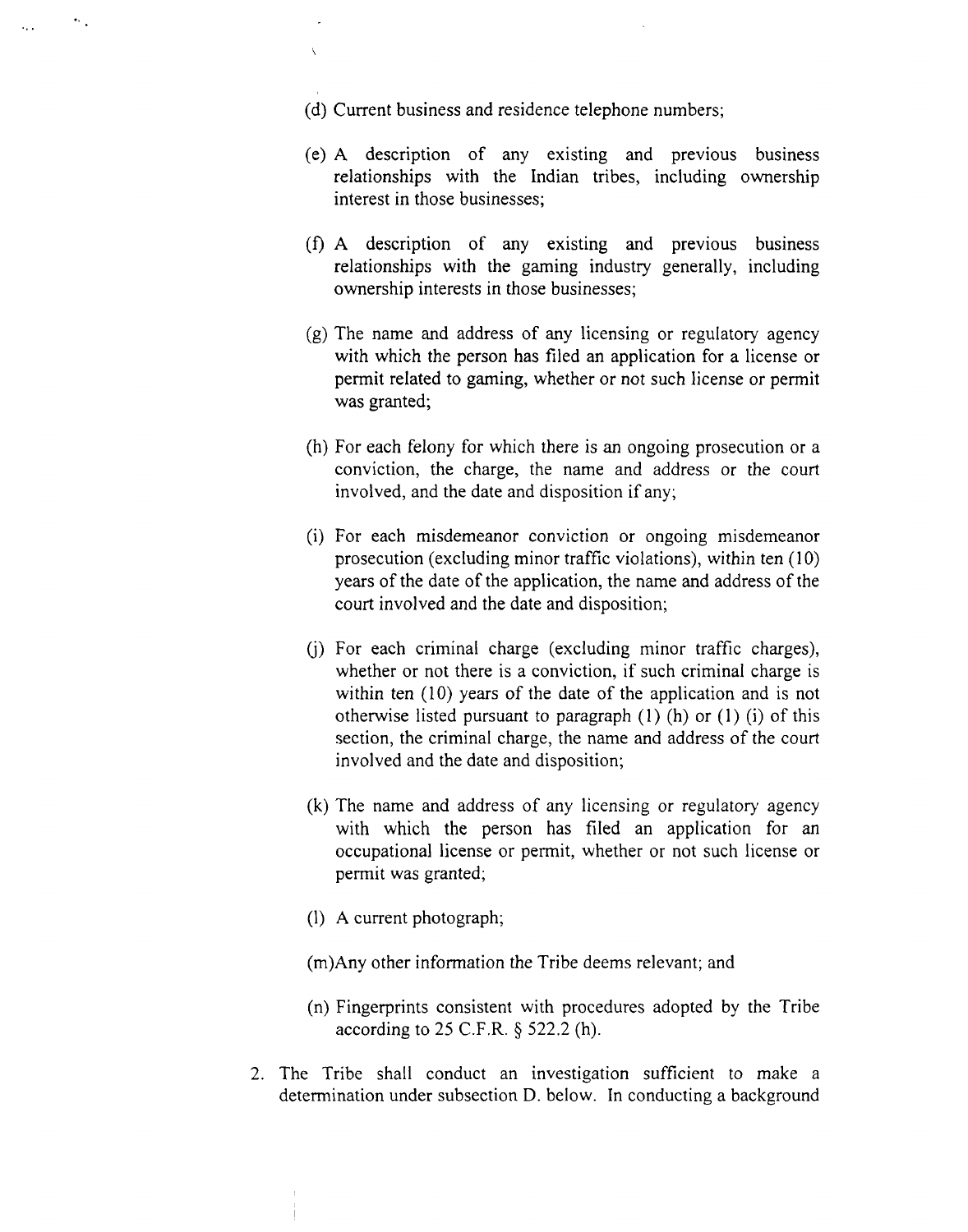(d) Current business and residence telephone numbers;

(e) A description of any existing and previous business relationships with the Indian tribes, including ownership interest in those businesses;

(f) A description of any existing and previous business relationships with the gaming industry generally, including ownership interests in those businesses;

(g) The name and address of any licensing or regulatory agency with which the person has filed an application for a license or permit related to gaming, whether or not such license or permit was granted;

(h) For each felony for which there is an ongoing prosecution or a conviction, the charge, the name and address or the court involved, and the date and disposition if any;

(i) For each misdemeanor conviction or ongoing misdemeanor prosecution (excluding minor traffic violations), within ten (10) years of the date of the application, the name and address of the court involved and the date and disposition;

(j) For each criminal charge (excluding minor traffic charges), whether or not there is a conviction, if such criminal charge is within ten (10) years of the date of the application and is not otherwise listed pursuant to paragraph (1) (h) or (1) (i) of this section, the criminal charge, the name and address of the court involved and the date and disposition;

(k) The name and address of any licensing or regulatory agency with which the person has filed an application for an occupational license or permit, whether or not such license or permit was granted;

(l) A current photograph;

(m)Any other information the Tribe deems relevant; and

(n) Fingerprints consistent with procedures adopted by the Tribe according to 25 C.F.R. § 522.2 (h).

2. The Tribe shall conduct an investigation sufficient to make a determination under subsection D. below. In conducting a background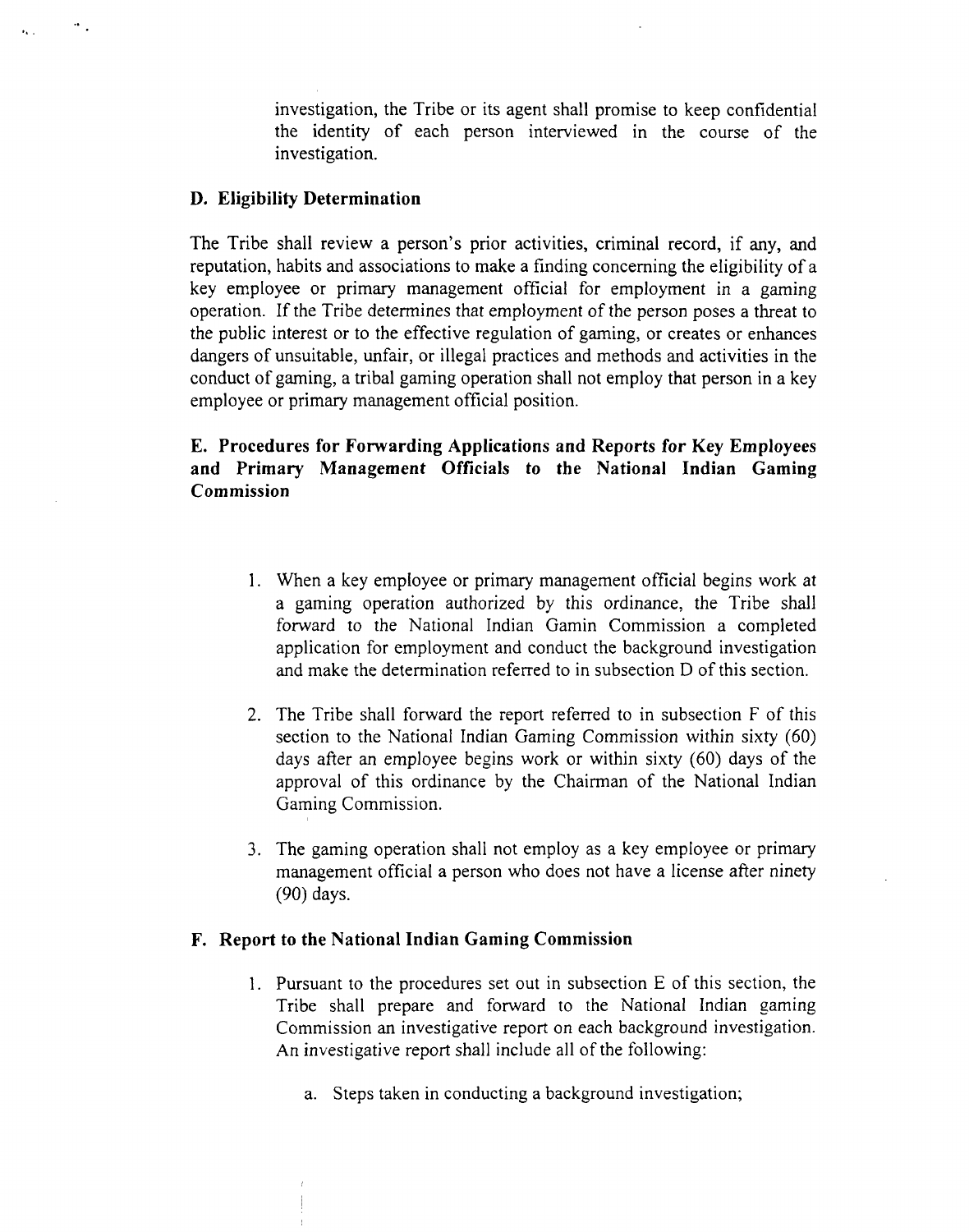investigation, the Tribe or its agent shall promise to keep confidential the identity of each person interviewed in the course of the investigation.

**D. Eligibility Determination**

The Tribe shall review a person's prior activities, criminal record, if any, and reputation, habits and associations to make a finding concerning the eligibility of a key employee or primary management official for employment in a gaming operation. If the Tribe determines that employment of the person poses a threat to the public interest or to the effective regulation of gaming, or creates or enhances dangers of unsuitable, unfair, or illegal practices and methods and activities in the conduct of gaming, a tribal gaming operation shall not employ that person in a key employee or primary management official position.

**E. Procedures for Forwarding Applications and Reports for Key Employees and Primary Management Officials to the National Indian Gaming Commission**

1. When a key employee or primary management official begins work at a gaming operation authorized by this ordinance, the Tribe shall forward to the National Indian Gamin Commission a completed application for employment and conduct the background investigation and make the determination referred to in subsection D of this section.

2. The Tribe shall forward the report referred to in subsection F of this section to the National Indian Gaming Commission within sixty (60) days after an employee begins work or within sixty (60) days of the approval of this ordinance by the Chairman of the National Indian Gaming Commission.

3. The gaming operation shall not employ as a key employee or primary management official a person who does not have a license after ninety (90) days.

**F. Report to the National Indian Gaming Commission**

1. Pursuant to the procedures set out in subsection E of this section, the Tribe shall prepare and forward to the National Indian gaming Commission an investigative report on each background investigation. An investigative report shall include all of the following:

   a. Steps taken in conducting a background investigation;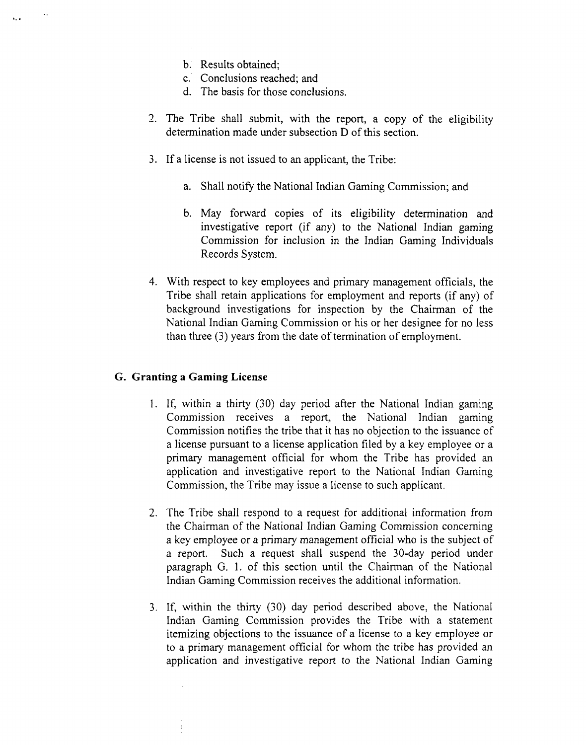b. Results obtained;
   c. Conclusions reached; and
   d. The basis for those conclusions.

2. The Tribe shall submit, with the report, a copy of the eligibility determination made under subsection D of this section.

3. If a license is not issued to an applicant, the Tribe:

   a. Shall notify the National Indian Gaming Commission; and

   b. May forward copies of its eligibility determination and investigative report (if any) to the National Indian gaming Commission for inclusion in the Indian Gaming Individuals Records System.

4. With respect to key employees and primary management officials, the Tribe shall retain applications for employment and reports (if any) of background investigations for inspection by the Chairman of the National Indian Gaming Commission or his or her designee for no less than three (3) years from the date of termination of employment.

### G. Granting a Gaming License

1. If, within a thirty (30) day period after the National Indian gaming Commission receives a report, the National Indian gaming Commission notifies the tribe that it has no objection to the issuance of a license pursuant to a license application filed by a key employee or a primary management official for whom the Tribe has provided an application and investigative report to the National Indian Gaming Commission, the Tribe may issue a license to such applicant.

2. The Tribe shall respond to a request for additional information from the Chairman of the National Indian Gaming Commission concerning a key employee or a primary management official who is the subject of a report. Such a request shall suspend the 30-day period under paragraph G. 1. of this section until the Chairman of the National Indian Gaming Commission receives the additional information.

3. If, within the thirty (30) day period described above, the National Indian Gaming Commission provides the Tribe with a statement itemizing objections to the issuance of a license to a key employee or to a primary management official for whom the tribe has provided an application and investigative report to the National Indian Gaming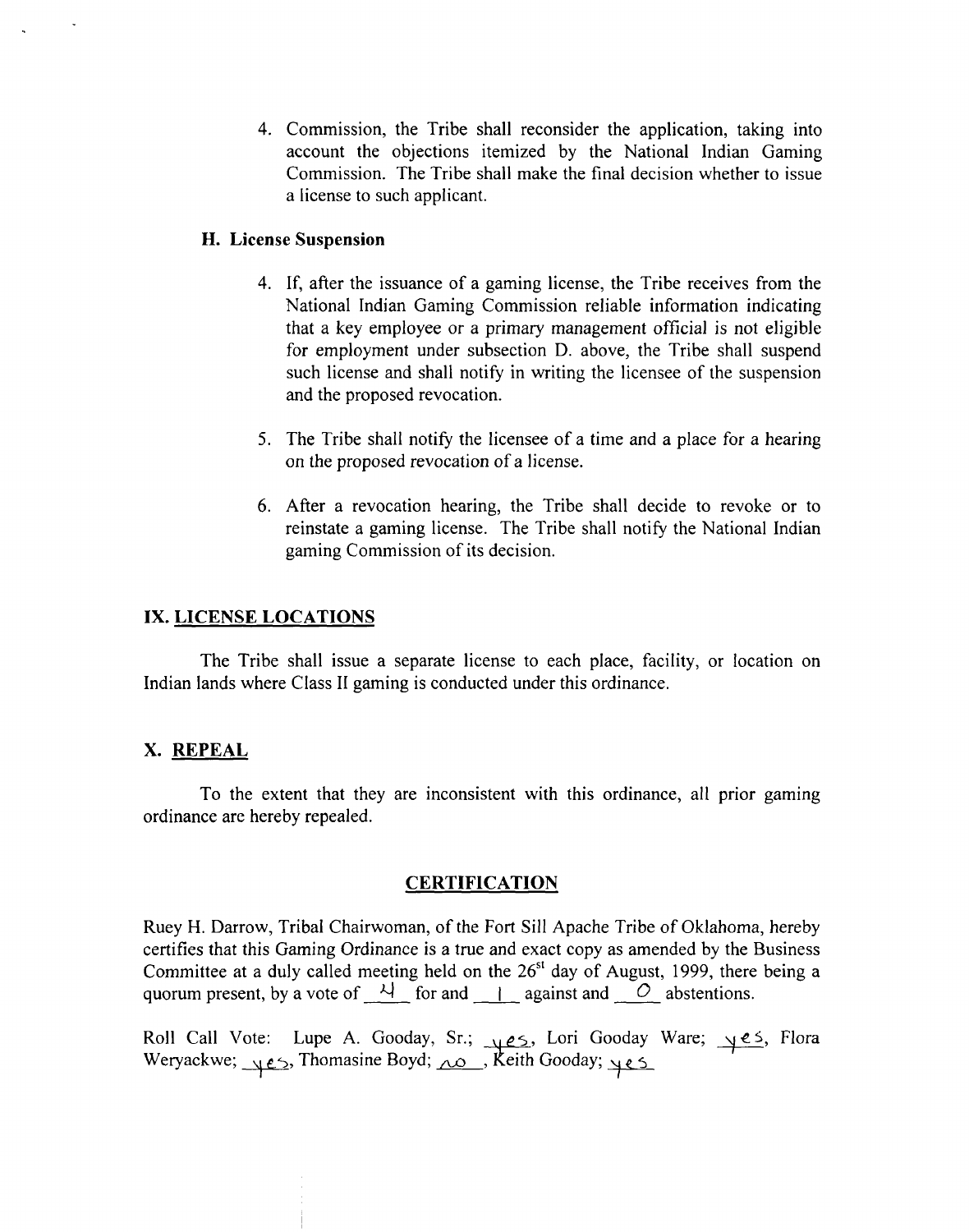4. Commission, the Tribe shall reconsider the application, taking into account the objections itemized by the National Indian Gaming Commission. The Tribe shall make the final decision whether to issue a license to such applicant.

### H. License Suspension

4. If, after the issuance of a gaming license, the Tribe receives from the National Indian Gaming Commission reliable information indicating that a key employee or a primary management official is not eligible for employment under subsection D. above, the Tribe shall suspend such license and shall notify in writing the licensee of the suspension and the proposed revocation.

5. The Tribe shall notify the licensee of a time and a place for a hearing on the proposed revocation of a license.

6. After a revocation hearing, the Tribe shall decide to revoke or to reinstate a gaming license. The Tribe shall notify the National Indian gaming Commission of its decision.

## IX. LICENSE LOCATIONS

The Tribe shall issue a separate license to each place, facility, or location on Indian lands where Class II gaming is conducted under this ordinance.

## X. REPEAL

To the extent that they are inconsistent with this ordinance, all prior gaming ordinance are hereby repealed.

## CERTIFICATION

Ruey H. Darrow, Tribal Chairwoman, of the Fort Sill Apache Tribe of Oklahoma, hereby certifies that this Gaming Ordinance is a true and exact copy as amended by the Business Committee at a duly called meeting held on the 26st day of August, 1999, there being a quorum present, by a vote of 4 for and 1 against and 0 abstentions.

Roll Call Vote: Lupe A. Gooday, Sr.; yes, Lori Gooday Ware; yes, Flora Weryackwe; yes, Thomasine Boyd; no, Keith Gooday; yes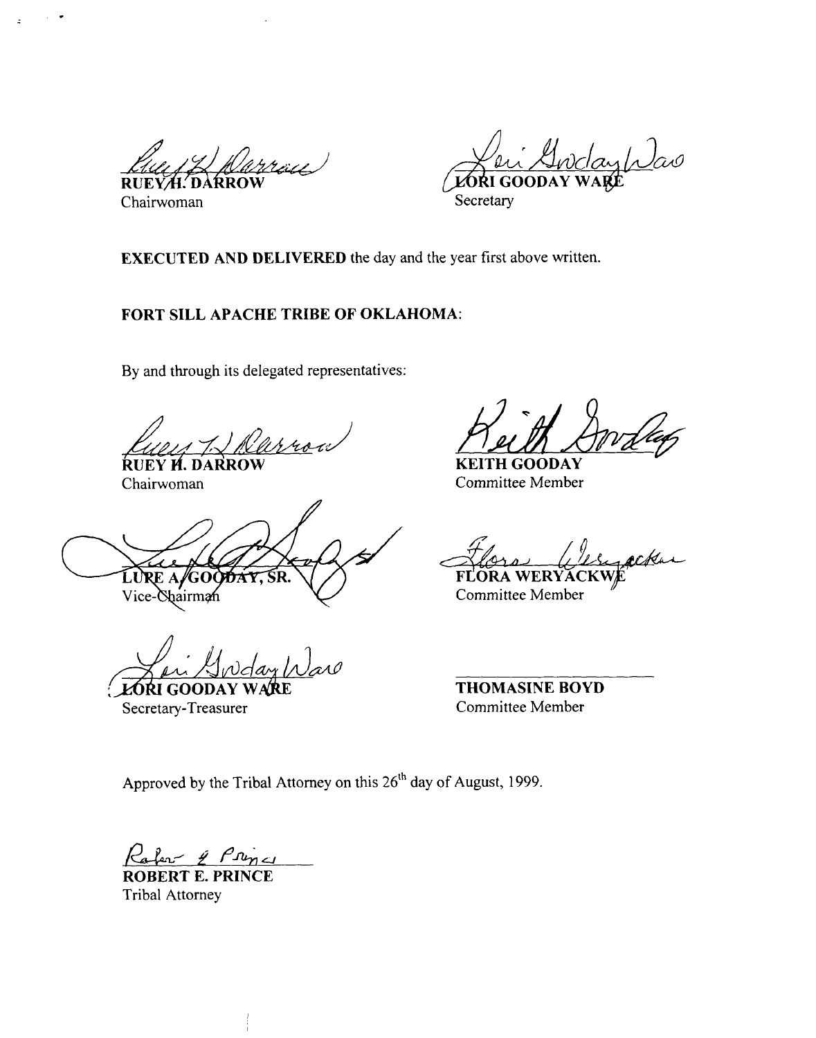RUEY H. DARROW
Chairwoman

LORI GOODAY WARE
Secretary

**EXECUTED AND DELIVERED** the day and the year first above written.

**FORT SILL APACHE TRIBE OF OKLAHOMA:**

By and through its delegated representatives:

**RUEY H. DARROW**
Chairwoman

**KEITH GOODAY**
Committee Member

**LUPE A. GOODAY, SR.**
Vice-Chairman

**FLORA WERYACKWE**
Committee Member

**LORI GOODAY WARE**
Secretary-Treasurer

**THOMASINE BOYD**
Committee Member

Approved by the Tribal Attorney on this 26th day of August, 1999.

**ROBERT E. PRINCE**
Tribal Attorney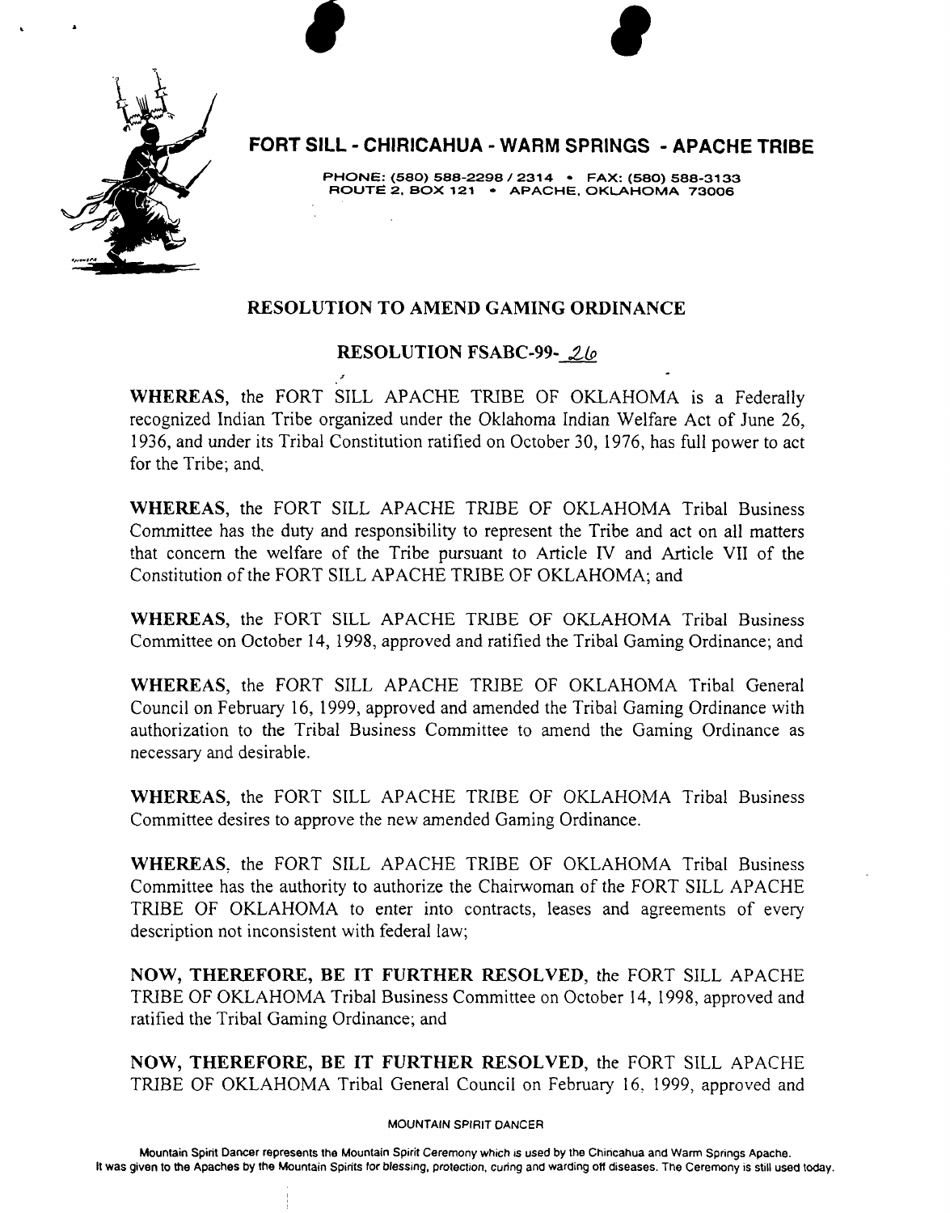# FORT SILL - CHIRICAHUA - WARM SPRINGS - APACHE TRIBE

PHONE: (580) 588-2298 / 2314 • FAX: (580) 588-3133
ROUTE 2, BOX 121 • APACHE, OKLAHOMA 73006

## RESOLUTION TO AMEND GAMING ORDINANCE

## RESOLUTION FSABC-99-26

**WHEREAS**, the FORT SILL APACHE TRIBE OF OKLAHOMA is a Federally recognized Indian Tribe organized under the Oklahoma Indian Welfare Act of June 26, 1936, and under its Tribal Constitution ratified on October 30, 1976, has full power to act for the Tribe; and.

**WHEREAS**, the FORT SILL APACHE TRIBE OF OKLAHOMA Tribal Business Committee has the duty and responsibility to represent the Tribe and act on all matters that concern the welfare of the Tribe pursuant to Article IV and Article VII of the Constitution of the FORT SILL APACHE TRIBE OF OKLAHOMA; and

**WHEREAS**, the FORT SILL APACHE TRIBE OF OKLAHOMA Tribal Business Committee on October 14, 1998, approved and ratified the Tribal Gaming Ordinance; and

**WHEREAS**, the FORT SILL APACHE TRIBE OF OKLAHOMA Tribal General Council on February 16, 1999, approved and amended the Tribal Gaming Ordinance with authorization to the Tribal Business Committee to amend the Gaming Ordinance as necessary and desirable.

**WHEREAS**, the FORT SILL APACHE TRIBE OF OKLAHOMA Tribal Business Committee desires to approve the new amended Gaming Ordinance.

**WHEREAS**, the FORT SILL APACHE TRIBE OF OKLAHOMA Tribal Business Committee has the authority to authorize the Chairwoman of the FORT SILL APACHE TRIBE OF OKLAHOMA to enter into contracts, leases and agreements of every description not inconsistent with federal law;

**NOW, THEREFORE, BE IT FURTHER RESOLVED**, the FORT SILL APACHE TRIBE OF OKLAHOMA Tribal Business Committee on October 14, 1998, approved and ratified the Tribal Gaming Ordinance; and

**NOW, THEREFORE, BE IT FURTHER RESOLVED**, the FORT SILL APACHE TRIBE OF OKLAHOMA Tribal General Council on February 16, 1999, approved and

MOUNTAIN SPIRIT DANCER

Mountain Spirit Dancer represents the Mountain Spirit Ceremony which is used by the Chiricahua and Warm Springs Apache. It was given to the Apaches by the Mountain Spirits for blessing, protection, curing and warding off diseases. The Ceremony is still used today.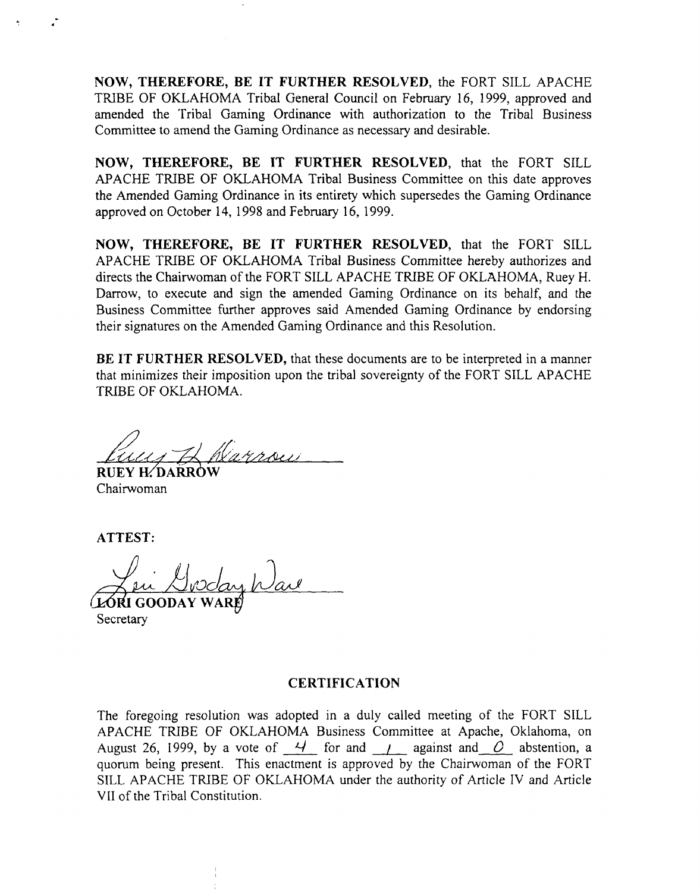**NOW, THEREFORE, BE IT FURTHER RESOLVED**, the FORT SILL APACHE TRIBE OF OKLAHOMA Tribal General Council on February 16, 1999, approved and amended the Tribal Gaming Ordinance with authorization to the Tribal Business Committee to amend the Gaming Ordinance as necessary and desirable.

**NOW, THEREFORE, BE IT FURTHER RESOLVED**, that the FORT SILL APACHE TRIBE OF OKLAHOMA Tribal Business Committee on this date approves the Amended Gaming Ordinance in its entirety which supersedes the Gaming Ordinance approved on October 14, 1998 and February 16, 1999.

**NOW, THEREFORE, BE IT FURTHER RESOLVED**, that the FORT SILL APACHE TRIBE OF OKLAHOMA Tribal Business Committee hereby authorizes and directs the Chairwoman of the FORT SILL APACHE TRIBE OF OKLAHOMA, Ruey H. Darrow, to execute and sign the amended Gaming Ordinance on its behalf, and the Business Committee further approves said Amended Gaming Ordinance by endorsing their signatures on the Amended Gaming Ordinance and this Resolution.

**BE IT FURTHER RESOLVED,** that these documents are to be interpreted in a manner that minimizes their imposition upon the tribal sovereignty of the FORT SILL APACHE TRIBE OF OKLAHOMA.

Ruey H. Darrow

**RUEY H. DARROW**
Chairwoman

**ATTEST:**

Lori Gooday Ware

**LORI GOODAY WARE**
Secretary

## CERTIFICATION

The foregoing resolution was adopted in a duly called meeting of the FORT SILL APACHE TRIBE OF OKLAHOMA Business Committee at Apache, Oklahoma, on August 26, 1999, by a vote of 4 for and 1 against and 0 abstention, a quorum being present. This enactment is approved by the Chairwoman of the FORT SILL APACHE TRIBE OF OKLAHOMA under the authority of Article IV and Article VII of the Tribal Constitution.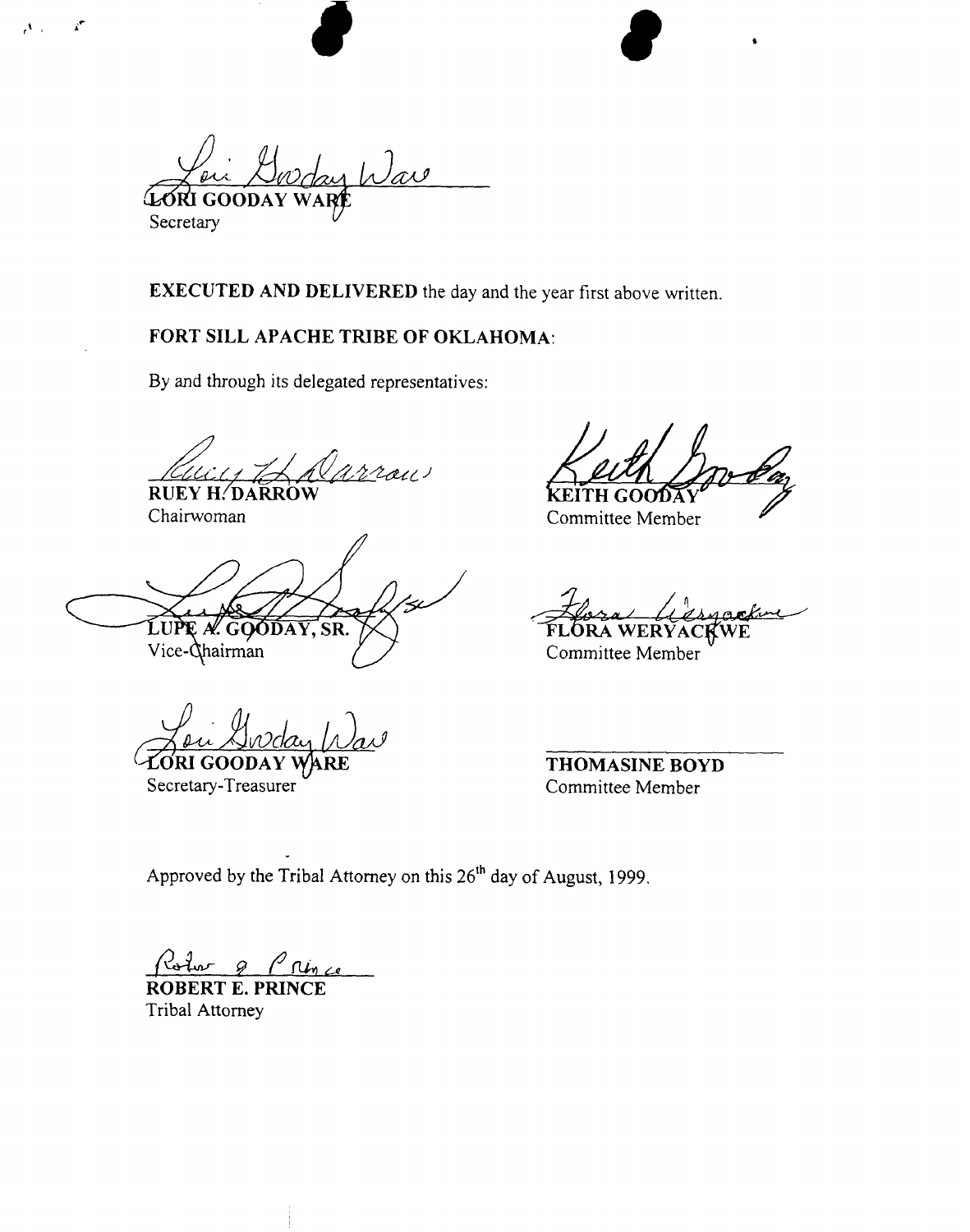LORI GOODAY WARE
Secretary

**EXECUTED AND DELIVERED** the day and the year first above written.

**FORT SILL APACHE TRIBE OF OKLAHOMA**:

By and through its delegated representatives:

**RUEY H. DARROW**
Chairwoman

**KEITH GOODAY**
Committee Member

**LUPE A. GOODAY, SR.**
Vice-Chairman

**FLORA WERYACKWE**
Committee Member

**LORI GOODAY WARE**
Secretary-Treasurer

**THOMASINE BOYD**
Committee Member

Approved by the Tribal Attorney on this 26th day of August, 1999.

**ROBERT E. PRINCE**
Tribal Attorney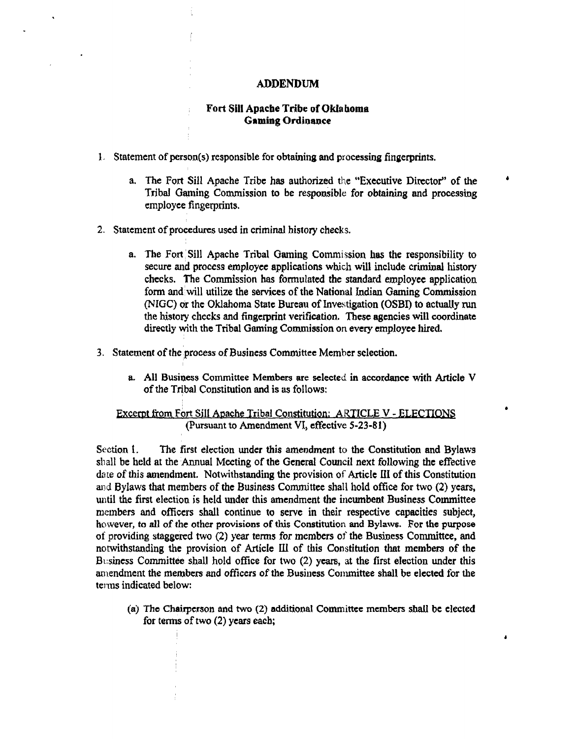# ADDENDUM

## Fort Sill Apache Tribe of Oklahoma Gaming Ordinance

1. Statement of person(s) responsible for obtaining and processing fingerprints.

   a. The Fort Sill Apache Tribe has authorized the "Executive Director" of the Tribal Gaming Commission to be responsible for obtaining and processing employee fingerprints.

2. Statement of procedures used in criminal history checks.

   a. The Fort Sill Apache Tribal Gaming Commission has the responsibility to secure and process employee applications which will include criminal history checks. The Commission has formulated the standard employee application form and will utilize the services of the National Indian Gaming Commission (NIGC) or the Oklahoma State Bureau of Investigation (OSBI) to actually run the history checks and fingerprint verification. These agencies will coordinate directly with the Tribal Gaming Commission on every employee hired.

3. Statement of the process of Business Committee Member selection.

   a. All Business Committee Members are selected in accordance with Article V of the Tribal Constitution and is as follows:

<u>Excerpt from Fort Sill Apache Tribal Constitution: ARTICLE V - ELECTIONS</u>
(Pursuant to Amendment VI, effective 5-23-81)

Section 1. The first election under this amendment to the Constitution and Bylaws shall be held at the Annual Meeting of the General Council next following the effective date of this amendment. Notwithstanding the provision of Article III of this Constitution and Bylaws that members of the Business Committee shall hold office for two (2) years, until the first election is held under this amendment the incumbent Business Committee members and officers shall continue to serve in their respective capacities subject, however, to all of the other provisions of this Constitution and Bylaws. For the purpose of providing staggered two (2) year terms for members of the Business Committee, and notwithstanding the provision of Article III of this Constitution that members of the Business Committee shall hold office for two (2) years, at the first election under this amendment the members and officers of the Business Committee shall be elected for the terms indicated below:

(a) The Chairperson and two (2) additional Committee members shall be elected for terms of two (2) years each;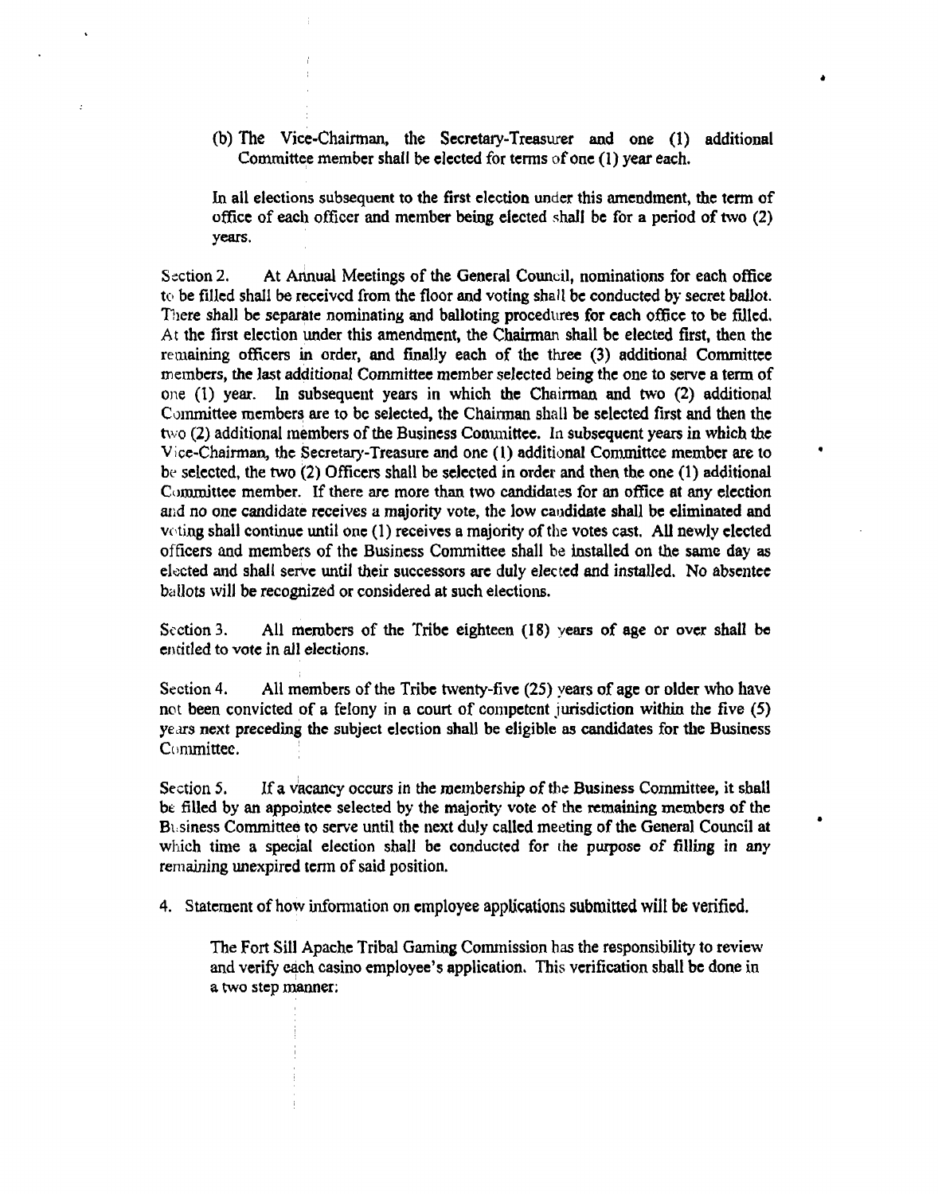(b) The Vice-Chairman, the Secretary-Treasurer and one (1) additional Committee member shall be elected for terms of one (1) year each.

In all elections subsequent to the first election under this amendment, the term of office of each officer and member being elected shall be for a period of two (2) years.

Section 2. At Annual Meetings of the General Council, nominations for each office to be filled shall be received from the floor and voting shall be conducted by secret ballot. There shall be separate nominating and balloting procedures for each office to be filled. At the first election under this amendment, the Chairman shall be elected first, then the remaining officers in order, and finally each of the three (3) additional Committee members, the last additional Committee member selected being the one to serve a term of one (1) year. In subsequent years in which the Chairman and two (2) additional Committee members are to be selected, the Chairman shall be selected first and then the two (2) additional members of the Business Committee. In subsequent years in which the Vice-Chairman, the Secretary-Treasure and one (1) additional Committee member are to be selected, the two (2) Officers shall be selected in order and then the one (1) additional Committee member. If there are more than two candidates for an office at any election and no one candidate receives a majority vote, the low candidate shall be eliminated and voting shall continue until one (1) receives a majority of the votes cast. All newly elected officers and members of the Business Committee shall be installed on the same day as elected and shall serve until their successors are duly elected and installed. No absentee ballots will be recognized or considered at such elections.

Section 3. All members of the Tribe eighteen (18) years of age or over shall be entitled to vote in all elections.

Section 4. All members of the Tribe twenty-five (25) years of age or older who have not been convicted of a felony in a court of competent jurisdiction within the five (5) years next preceding the subject election shall be eligible as candidates for the Business Committee.

Section 5. If a vacancy occurs in the membership of the Business Committee, it shall be filled by an appointee selected by the majority vote of the remaining members of the Business Committee to serve until the next duly called meeting of the General Council at which time a special election shall be conducted for the purpose of filling in any remaining unexpired term of said position.

4. Statement of how information on employee applications submitted will be verified.

The Fort Sill Apache Tribal Gaming Commission has the responsibility to review and verify each casino employee's application. This verification shall be done in a two step manner: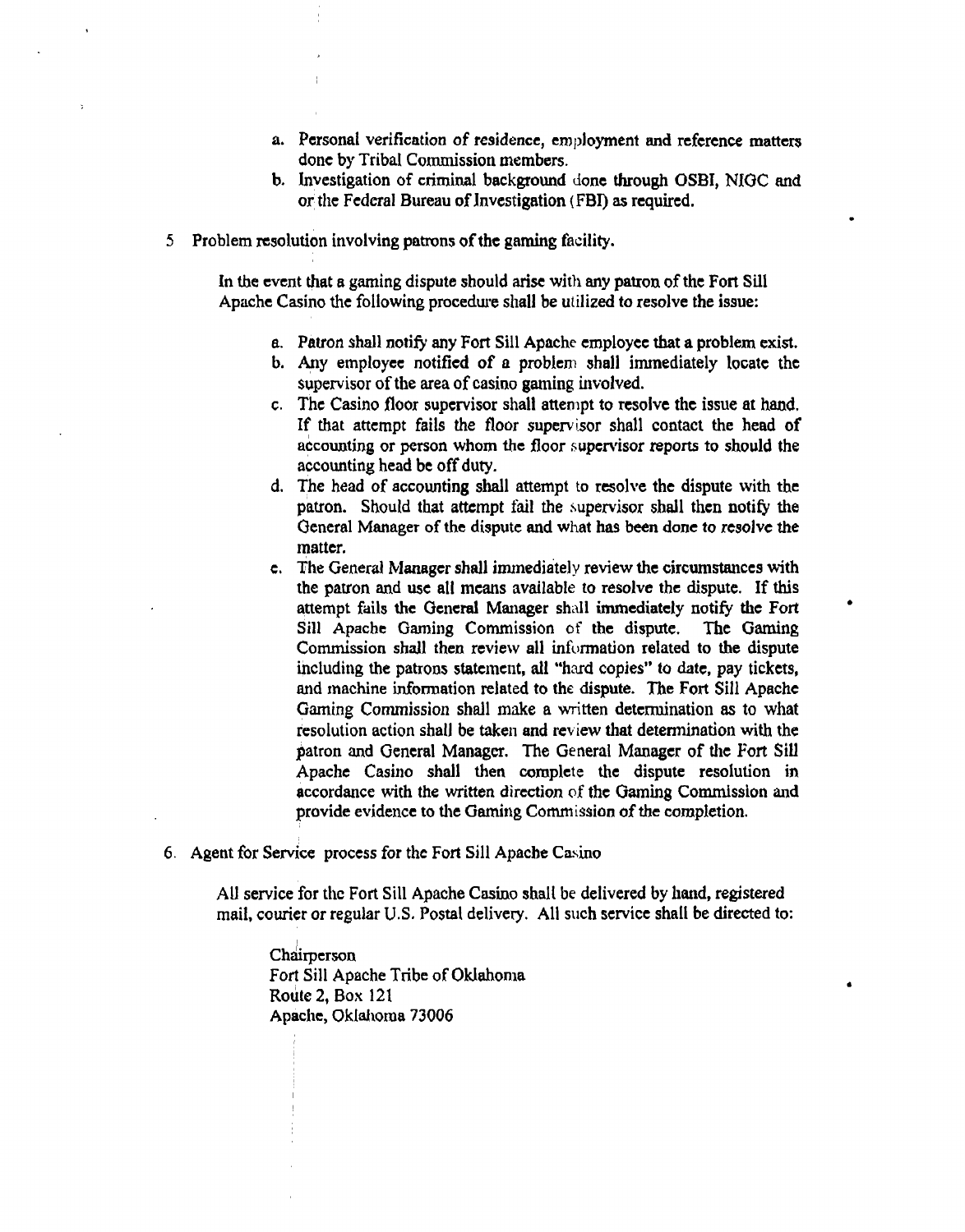a. Personal verification of residence, employment and reference matters done by Tribal Commission members.
b. Investigation of criminal background done through OSBI, NIGC and or the Federal Bureau of Investigation (FBI) as required.

5 Problem resolution involving patrons of the gaming facility.

In the event that a gaming dispute should arise with any patron of the Fort Sill Apache Casino the following procedure shall be utilized to resolve the issue:

a. Patron shall notify any Fort Sill Apache employee that a problem exist.
b. Any employee notified of a problem shall immediately locate the supervisor of the area of casino gaming involved.
c. The Casino floor supervisor shall attempt to resolve the issue at hand. If that attempt fails the floor supervisor shall contact the head of accounting or person whom the floor supervisor reports to should the accounting head be off duty.
d. The head of accounting shall attempt to resolve the dispute with the patron. Should that attempt fail the supervisor shall then notify the General Manager of the dispute and what has been done to resolve the matter.
e. The General Manager shall immediately review the circumstances with the patron and use all means available to resolve the dispute. If this attempt fails the General Manager shall immediately notify the Fort Sill Apache Gaming Commission of the dispute. The Gaming Commission shall then review all information related to the dispute including the patrons statement, all "hard copies" to date, pay tickets, and machine information related to the dispute. The Fort Sill Apache Gaming Commission shall make a written determination as to what resolution action shall be taken and review that determination with the patron and General Manager. The General Manager of the Fort Sill Apache Casino shall then complete the dispute resolution in accordance with the written direction of the Gaming Commission and provide evidence to the Gaming Commission of the completion.

6. Agent for Service process for the Fort Sill Apache Casino

All service for the Fort Sill Apache Casino shall be delivered by hand, registered mail, courier or regular U.S. Postal delivery. All such service shall be directed to:

Chairperson
Fort Sill Apache Tribe of Oklahoma
Route 2, Box 121
Apache, Oklahoma 73006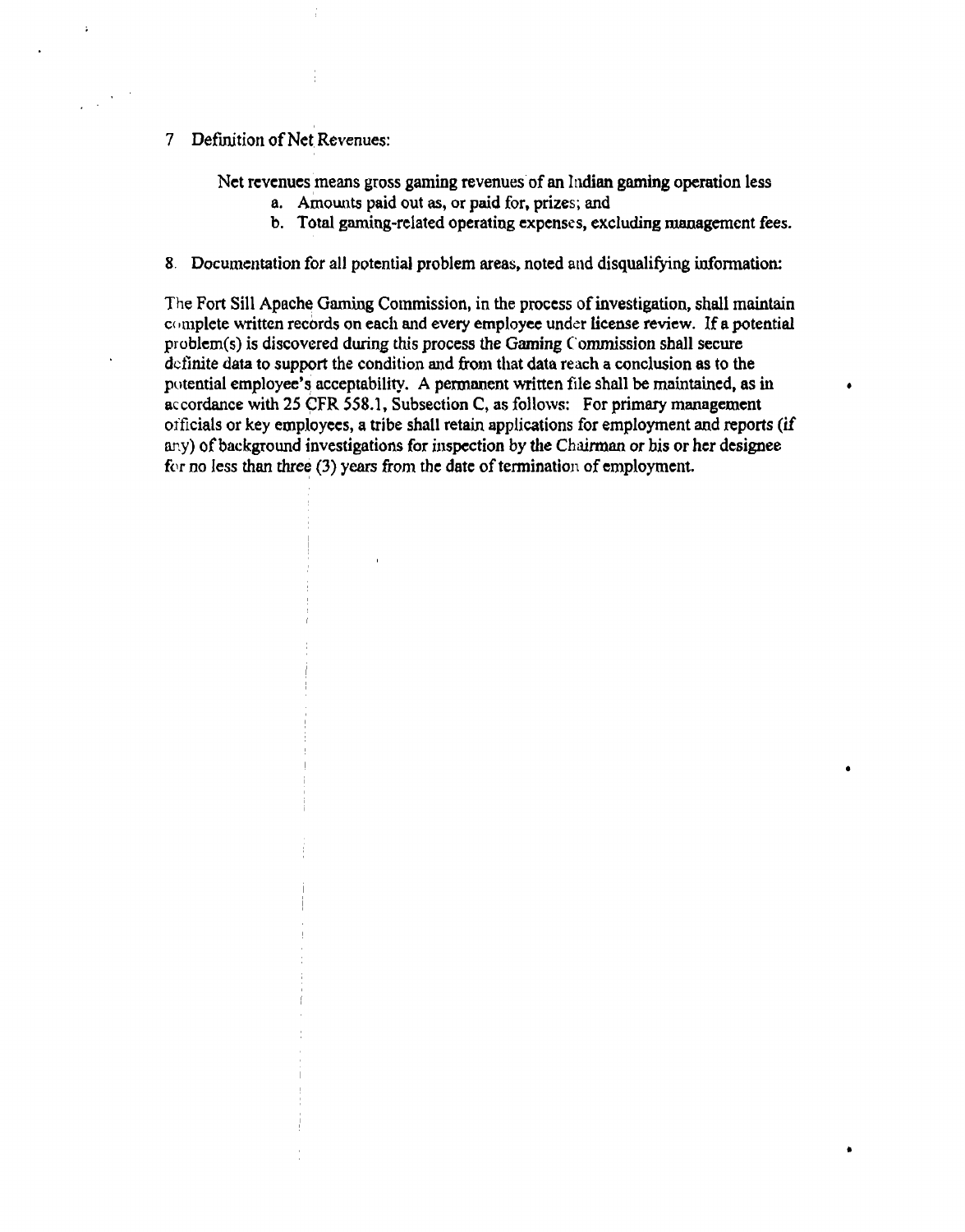7 Definition of Net Revenues:

Net revenues means gross gaming revenues of an Indian gaming operation less

a. Amounts paid out as, or paid for, prizes; and
b. Total gaming-related operating expenses, excluding management fees.

8. Documentation for all potential problem areas, noted and disqualifying information:

The Fort Sill Apache Gaming Commission, in the process of investigation, shall maintain complete written records on each and every employee under license review. If a potential problem(s) is discovered during this process the Gaming Commission shall secure definite data to support the condition and from that data reach a conclusion as to the potential employee's acceptability. A permanent written file shall be maintained, as in accordance with 25 CFR 558.1, Subsection C, as follows: For primary management officials or key employees, a tribe shall retain applications for employment and reports (if any) of background investigations for inspection by the Chairman or his or her designee for no less than three (3) years from the date of termination of employment.